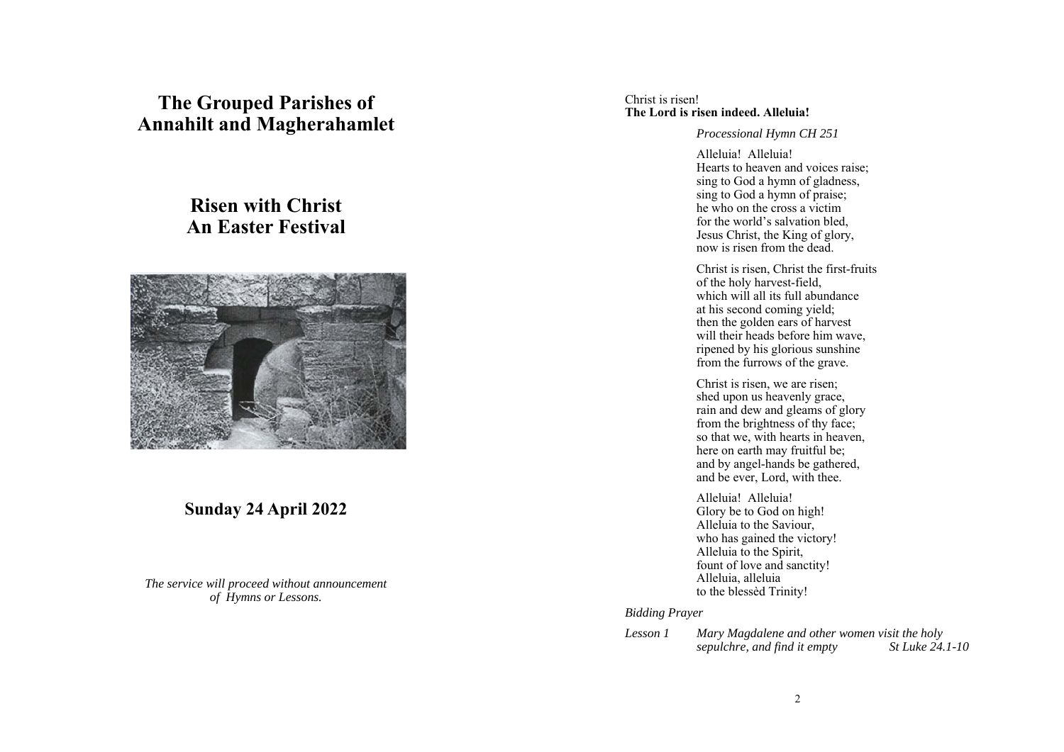# The Grouped Parishes of Annahilt and Magherahamlet

## Risen with Christ
## An Easter Festival

## Sunday 24 April 2022

*The service will proceed without announcement of Hymns or Lessons.*

Christ is risen!
**The Lord is risen indeed. Alleluia!**

*Processional Hymn CH 251*

Alleluia! Alleluia!
Hearts to heaven and voices raise;
sing to God a hymn of gladness,
sing to God a hymn of praise;
he who on the cross a victim
for the world's salvation bled,
Jesus Christ, the King of glory,
now is risen from the dead.

Christ is risen, Christ the first-fruits
of the holy harvest-field,
which will all its full abundance
at his second coming yield;
then the golden ears of harvest
will their heads before him wave,
ripened by his glorious sunshine
from the furrows of the grave.

Christ is risen, we are risen;
shed upon us heavenly grace,
rain and dew and gleams of glory
from the brightness of thy face;
so that we, with hearts in heaven,
here on earth may fruitful be;
and by angel-hands be gathered,
and be ever, Lord, with thee.

Alleluia! Alleluia!
Glory be to God on high!
Alleluia to the Saviour,
who has gained the victory!
Alleluia to the Spirit,
fount of love and sanctity!
Alleluia, alleluia
to the blessèd Trinity!

*Bidding Prayer*

*Lesson 1* *Mary Magdalene and other women visit the holy sepulchre, and find it empty* *St Luke 24.1-10*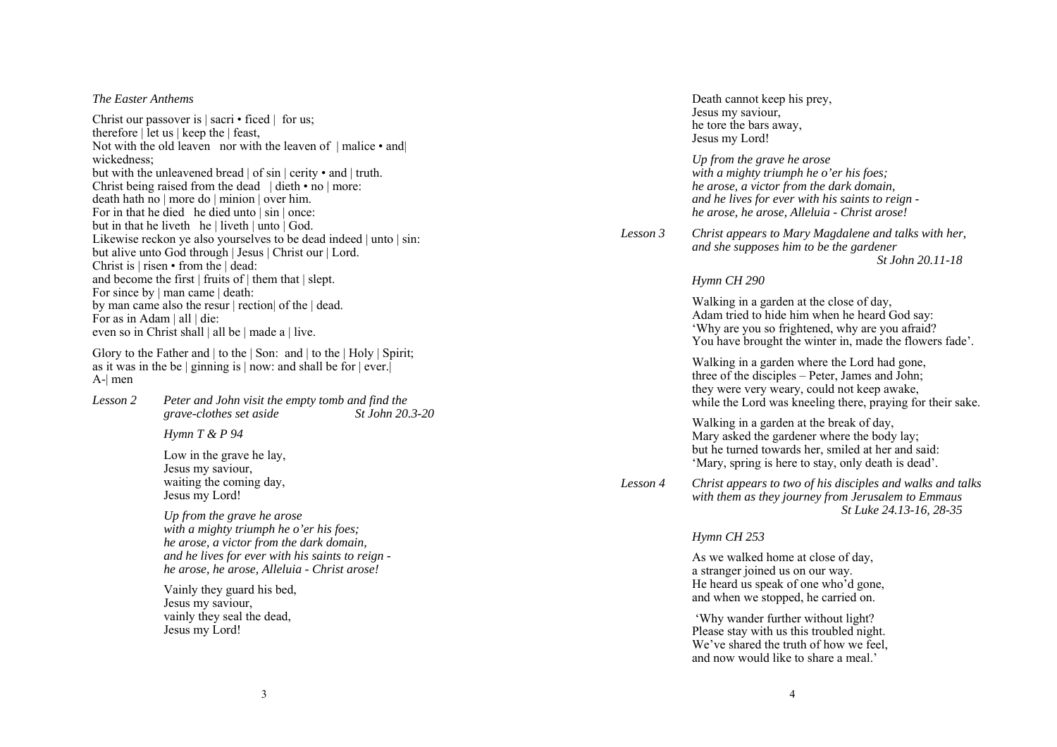*The Easter Anthems*

Christ our passover is | sacri • ficed | for us;
therefore | let us | keep the | feast,
Not with the old leaven nor with the leaven of | malice • and| wickedness;
but with the unleavened bread | of sin | cerity • and | truth.
Christ being raised from the dead | dieth • no | more:
death hath no | more do | minion | over him.
For in that he died he died unto | sin | once:
but in that he liveth he | liveth | unto | God.
Likewise reckon ye also yourselves to be dead indeed | unto | sin:
but alive unto God through | Jesus | Christ our | Lord.
Christ is | risen • from the | dead:
and become the first | fruits of | them that | slept.
For since by | man came | death:
by man came also the resur | rection| of the | dead.
For as in Adam | all | die:
even so in Christ shall | all be | made a | live.

Glory to the Father and | to the | Son: and | to the | Holy | Spirit;
as it was in the be | ginning is | now: and shall be for | ever.|
A-| men

*Lesson 2* *Peter and John visit the empty tomb and find the grave-clothes set aside* *St John 20.3-20*

*Hymn T & P 94*

Low in the grave he lay,
Jesus my saviour,
waiting the coming day,
Jesus my Lord!

*Up from the grave he arose*
*with a mighty triumph he o'er his foes;*
*he arose, a victor from the dark domain,*
*and he lives for ever with his saints to reign -*
*he arose, he arose, Alleluia - Christ arose!*

Vainly they guard his bed,
Jesus my saviour,
vainly they seal the dead,
Jesus my Lord!

Death cannot keep his prey,
Jesus my saviour,
he tore the bars away,
Jesus my Lord!

*Up from the grave he arose*
*with a mighty triumph he o'er his foes;*
*he arose, a victor from the dark domain,*
*and he lives for ever with his saints to reign -*
*he arose, he arose, Alleluia - Christ arose!*

*Lesson 3* *Christ appears to Mary Magdalene and talks with her, and she supposes him to be the gardener* *St John 20.11-18*

*Hymn CH 290*

Walking in a garden at the close of day,
Adam tried to hide him when he heard God say:
'Why are you so frightened, why are you afraid?
You have brought the winter in, made the flowers fade'.

Walking in a garden where the Lord had gone,
three of the disciples – Peter, James and John;
they were very weary, could not keep awake,
while the Lord was kneeling there, praying for their sake.

Walking in a garden at the break of day,
Mary asked the gardener where the body lay;
but he turned towards her, smiled at her and said:
'Mary, spring is here to stay, only death is dead'.

*Lesson 4* *Christ appears to two of his disciples and walks and talks with them as they journey from Jerusalem to Emmaus* *St Luke 24.13-16, 28-35*

*Hymn CH 253*

As we walked home at close of day,
a stranger joined us on our way.
He heard us speak of one who'd gone,
and when we stopped, he carried on.

'Why wander further without light?
Please stay with us this troubled night.
We've shared the truth of how we feel,
and now would like to share a meal.'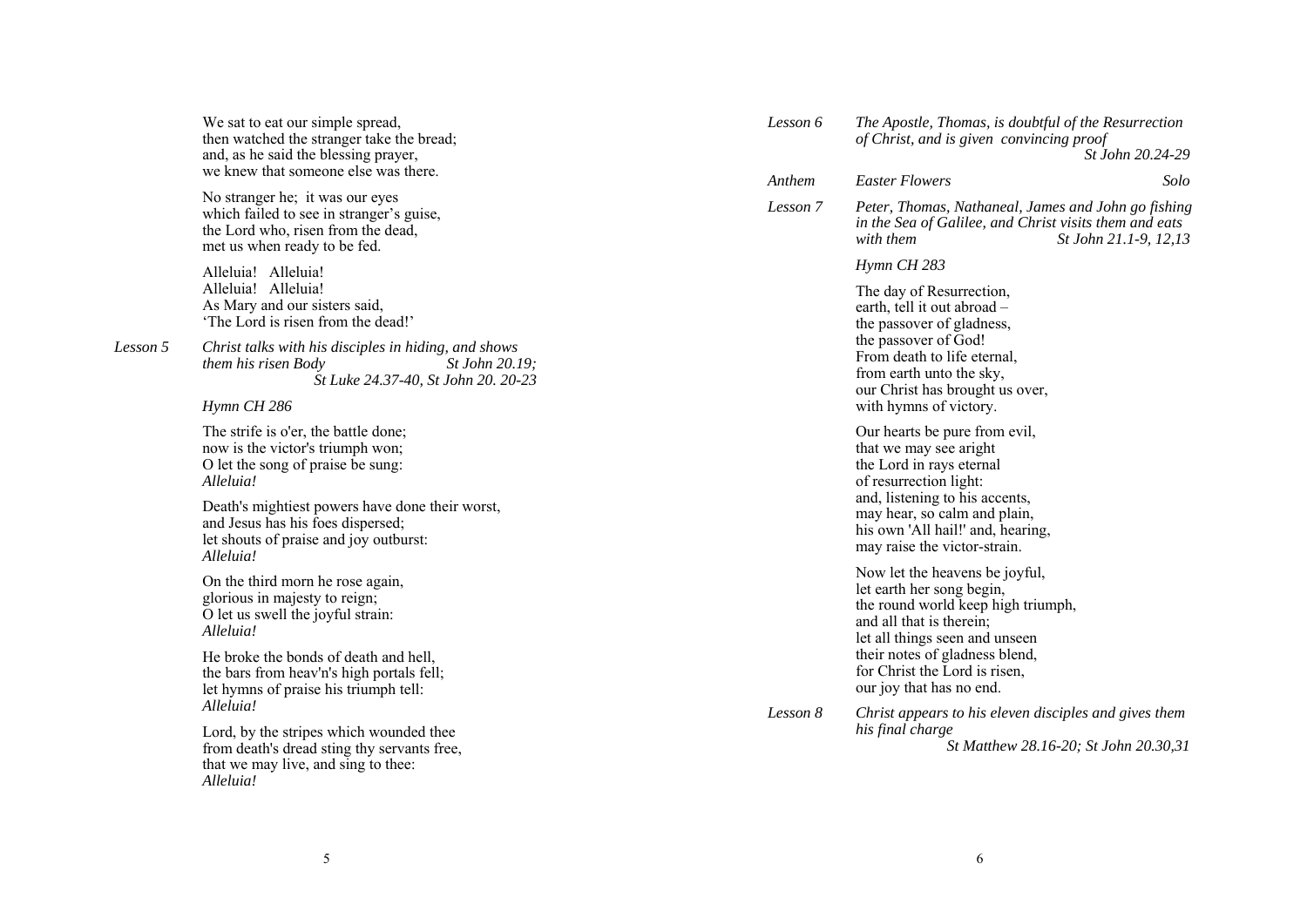We sat to eat our simple spread,
then watched the stranger take the bread;
and, as he said the blessing prayer,
we knew that someone else was there.

No stranger he; it was our eyes
which failed to see in stranger's guise,
the Lord who, risen from the dead,
met us when ready to be fed.

Alleluia! Alleluia!
Alleluia! Alleluia!
As Mary and our sisters said,
'The Lord is risen from the dead!'

*Lesson 5* *Christ talks with his disciples in hiding, and shows them his risen Body* *St John 20.19; St Luke 24.37-40, St John 20. 20-23*

*Hymn CH 286*

The strife is o'er, the battle done;
now is the victor's triumph won;
O let the song of praise be sung:
*Alleluia!*

Death's mightiest powers have done their worst,
and Jesus has his foes dispersed;
let shouts of praise and joy outburst:
*Alleluia!*

On the third morn he rose again,
glorious in majesty to reign;
O let us swell the joyful strain:
*Alleluia!*

He broke the bonds of death and hell,
the bars from heav'n's high portals fell;
let hymns of praise his triumph tell:
*Alleluia!*

Lord, by the stripes which wounded thee
from death's dread sting thy servants free,
that we may live, and sing to thee:
*Alleluia!*

*Lesson 6* *The Apostle, Thomas, is doubtful of the Resurrection of Christ, and is given convincing proof* *St John 20.24-29*

*Anthem* *Easter Flowers* *Solo*

*Lesson 7* *Peter, Thomas, Nathaneal, James and John go fishing in the Sea of Galilee, and Christ visits them and eats with them* *St John 21.1-9, 12,13*

*Hymn CH 283*

The day of Resurrection,
earth, tell it out abroad –
the passover of gladness,
the passover of God!
From death to life eternal,
from earth unto the sky,
our Christ has brought us over,
with hymns of victory.

Our hearts be pure from evil,
that we may see aright
the Lord in rays eternal
of resurrection light:
and, listening to his accents,
may hear, so calm and plain,
his own 'All hail!' and, hearing,
may raise the victor-strain.

Now let the heavens be joyful,
let earth her song begin,
the round world keep high triumph,
and all that is therein;
let all things seen and unseen
their notes of gladness blend,
for Christ the Lord is risen,
our joy that has no end.

*Lesson 8* *Christ appears to his eleven disciples and gives them his final charge* *St Matthew 28.16-20; St John 20.30,31*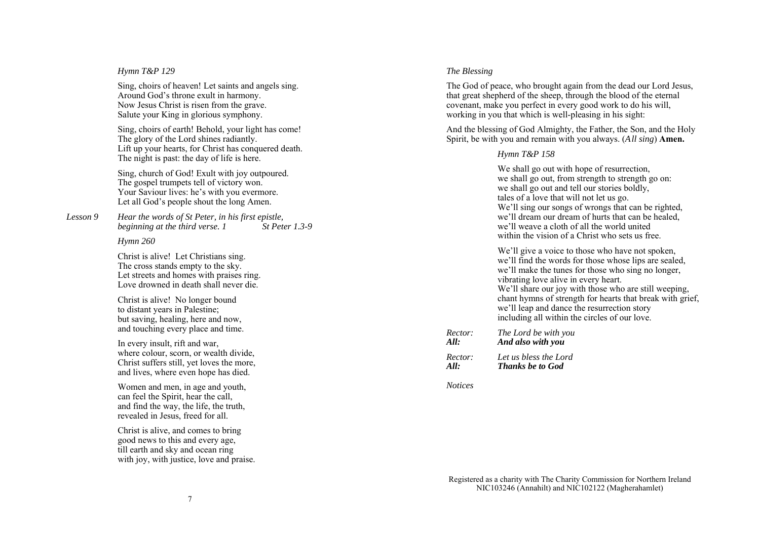*Hymn T&P 129*

Sing, choirs of heaven! Let saints and angels sing.
Around God's throne exult in harmony.
Now Jesus Christ is risen from the grave.
Salute your King in glorious symphony.

Sing, choirs of earth! Behold, your light has come!
The glory of the Lord shines radiantly.
Lift up your hearts, for Christ has conquered death.
The night is past: the day of life is here.

Sing, church of God! Exult with joy outpoured.
The gospel trumpets tell of victory won.
Your Saviour lives: he's with you evermore.
Let all God's people shout the long Amen.

Lesson 9 *Hear the words of St Peter, in his first epistle, beginning at the third verse. 1 St Peter 1.3-9*

*Hymn 260*

Christ is alive! Let Christians sing.
The cross stands empty to the sky.
Let streets and homes with praises ring.
Love drowned in death shall never die.

Christ is alive! No longer bound
to distant years in Palestine;
but saving, healing, here and now,
and touching every place and time.

In every insult, rift and war,
where colour, scorn, or wealth divide,
Christ suffers still, yet loves the more,
and lives, where even hope has died.

Women and men, in age and youth,
can feel the Spirit, hear the call,
and find the way, the life, the truth,
revealed in Jesus, freed for all.

Christ is alive, and comes to bring
good news to this and every age,
till earth and sky and ocean ring
with joy, with justice, love and praise.

*The Blessing*

The God of peace, who brought again from the dead our Lord Jesus, that great shepherd of the sheep, through the blood of the eternal covenant, make you perfect in every good work to do his will, working in you that which is well-pleasing in his sight:

And the blessing of God Almighty, the Father, the Son, and the Holy Spirit, be with you and remain with you always. (*All sing*) **Amen.**

*Hymn T&P 158*

We shall go out with hope of resurrection,
we shall go out, from strength to strength go on:
we shall go out and tell our stories boldly,
tales of a love that will not let us go.
We'll sing our songs of wrongs that can be righted,
we'll dream our dream of hurts that can be healed,
we'll weave a cloth of all the world united
within the vision of a Christ who sets us free.

We'll give a voice to those who have not spoken,
we'll find the words for those whose lips are sealed,
we'll make the tunes for those who sing no longer,
vibrating love alive in every heart.
We'll share our joy with those who are still weeping,
chant hymns of strength for hearts that break with grief,
we'll leap and dance the resurrection story
including all within the circles of our love.

*Rector:* *The Lord be with you*
***All:*** ***And also with you***

*Rector:* *Let us bless the Lord*
***All:*** ***Thanks be to God***

*Notices*

Registered as a charity with The Charity Commission for Northern Ireland NIC103246 (Annahilt) and NIC102122 (Magherahamlet)